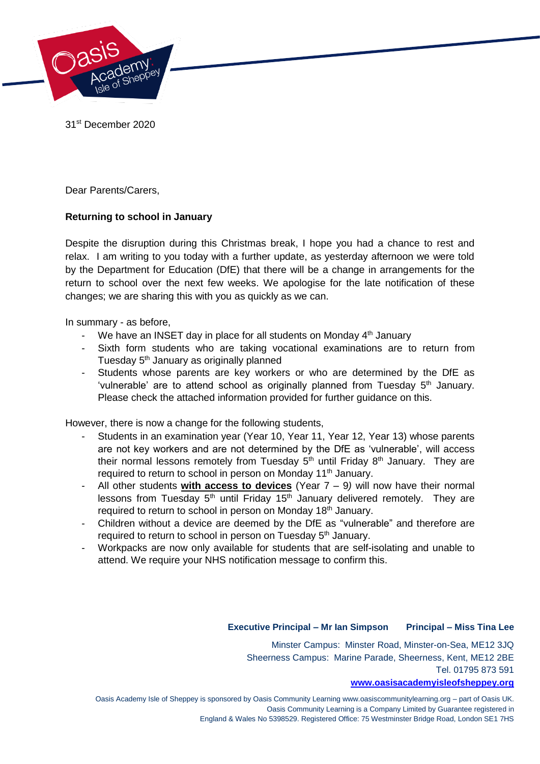31st December 2020

Dear Parents/Carers,

**Returning to school in January**

Despite the disruption during this Christmas break, I hope you had a chance to rest and relax. I am writing to you today with a further update, as yesterday afternoon we were told by the Department for Education (DfE) that there will be a change in arrangements for the return to school over the next few weeks. We apologise for the late notification of these changes; we are sharing this with you as quickly as we can.

In summary - as before,

- We have an INSET day in place for all students on Monday 4th January
- Sixth form students who are taking vocational examinations are to return from Tuesday 5th January as originally planned
- Students whose parents are key workers or who are determined by the DfE as 'vulnerable' are to attend school as originally planned from Tuesday 5th January. Please check the attached information provided for further guidance on this.

However, there is now a change for the following students,

- Students in an examination year (Year 10, Year 11, Year 12, Year 13) whose parents are not key workers and are not determined by the DfE as 'vulnerable', will access their normal lessons remotely from Tuesday 5th until Friday 8th January. They are required to return to school in person on Monday 11th January.
- All other students **<u>with access to devices</u>** (Year 7 – 9*)* will now have their normal lessons from Tuesday 5th until Friday 15th January delivered remotely. They are required to return to school in person on Monday 18th January.
- Children without a device are deemed by the DfE as "vulnerable" and therefore are required to return to school in person on Tuesday 5th January.
- Workpacks are now only available for students that are self-isolating and unable to attend. We require your NHS notification message to confirm this.

**Executive Principal – Mr Ian Simpson** **Principal – Miss Tina Lee**

Minster Campus: Minster Road, Minster-on-Sea, ME12 3JQ
Sheerness Campus: Marine Parade, Sheerness, Kent, ME12 2BE
Tel. 01795 873 591
**www.oasisacademyisleofsheppey.org**

Oasis Academy Isle of Sheppey is sponsored by Oasis Community Learning www.oasiscommunitylearning.org – part of Oasis UK. Oasis Community Learning is a Company Limited by Guarantee registered in England & Wales No 5398529. Registered Office: 75 Westminster Bridge Road, London SE1 7HS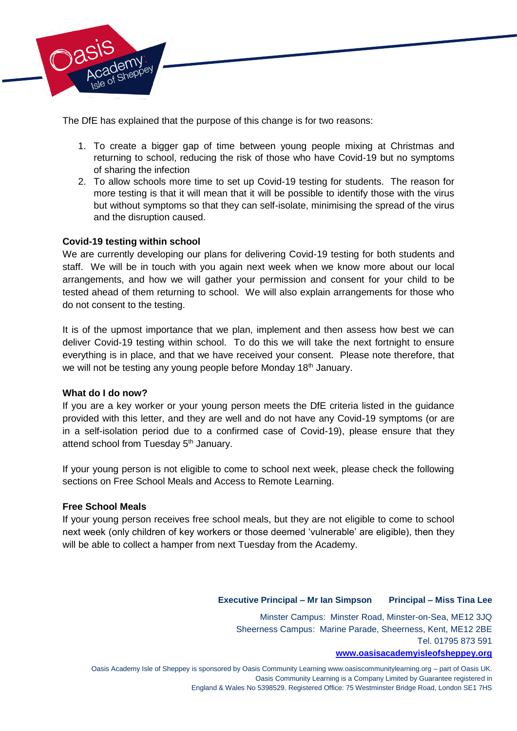The DfE has explained that the purpose of this change is for two reasons:

1. To create a bigger gap of time between young people mixing at Christmas and returning to school, reducing the risk of those who have Covid-19 but no symptoms of sharing the infection
2. To allow schools more time to set up Covid-19 testing for students. The reason for more testing is that it will mean that it will be possible to identify those with the virus but without symptoms so that they can self-isolate, minimising the spread of the virus and the disruption caused.

**Covid-19 testing within school**

We are currently developing our plans for delivering Covid-19 testing for both students and staff. We will be in touch with you again next week when we know more about our local arrangements, and how we will gather your permission and consent for your child to be tested ahead of them returning to school. We will also explain arrangements for those who do not consent to the testing.

It is of the upmost importance that we plan, implement and then assess how best we can deliver Covid-19 testing within school. To do this we will take the next fortnight to ensure everything is in place, and that we have received your consent. Please note therefore, that we will not be testing any young people before Monday 18th January.

**What do I do now?**

If you are a key worker or your young person meets the DfE criteria listed in the guidance provided with this letter, and they are well and do not have any Covid-19 symptoms (or are in a self-isolation period due to a confirmed case of Covid-19), please ensure that they attend school from Tuesday 5th January.

If your young person is not eligible to come to school next week, please check the following sections on Free School Meals and Access to Remote Learning.

**Free School Meals**

If your young person receives free school meals, but they are not eligible to come to school next week (only children of key workers or those deemed 'vulnerable' are eligible), then they will be able to collect a hamper from next Tuesday from the Academy.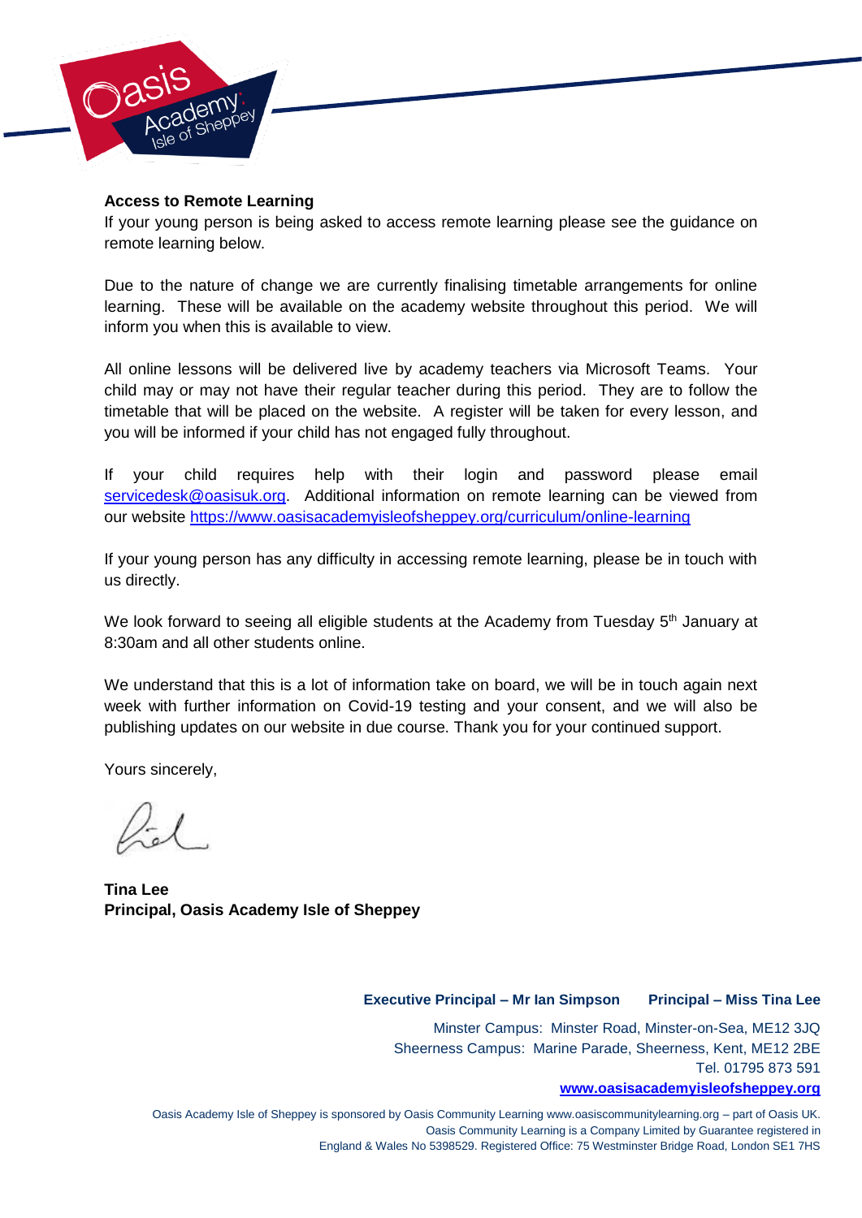**Access to Remote Learning**

If your young person is being asked to access remote learning please see the guidance on remote learning below.

Due to the nature of change we are currently finalising timetable arrangements for online learning. These will be available on the academy website throughout this period. We will inform you when this is available to view.

All online lessons will be delivered live by academy teachers via Microsoft Teams. Your child may or may not have their regular teacher during this period. They are to follow the timetable that will be placed on the website. A register will be taken for every lesson, and you will be informed if your child has not engaged fully throughout.

If your child requires help with their login and password please email servicedesk@oasisuk.org. Additional information on remote learning can be viewed from our website https://www.oasisacademyisleofsheppey.org/curriculum/online-learning

If your young person has any difficulty in accessing remote learning, please be in touch with us directly.

We look forward to seeing all eligible students at the Academy from Tuesday 5th January at 8:30am and all other students online.

We understand that this is a lot of information take on board, we will be in touch again next week with further information on Covid-19 testing and your consent, and we will also be publishing updates on our website in due course. Thank you for your continued support.

Yours sincerely,

**Tina Lee**
**Principal, Oasis Academy Isle of Sheppey**

**Executive Principal – Mr Ian Simpson** **Principal – Miss Tina Lee**

Minster Campus: Minster Road, Minster-on-Sea, ME12 3JQ
Sheerness Campus: Marine Parade, Sheerness, Kent, ME12 2BE
Tel. 01795 873 591
**www.oasisacademyisleofsheppey.org**

Oasis Academy Isle of Sheppey is sponsored by Oasis Community Learning www.oasiscommunitylearning.org – part of Oasis UK. Oasis Community Learning is a Company Limited by Guarantee registered in England & Wales No 5398529. Registered Office: 75 Westminster Bridge Road, London SE1 7HS